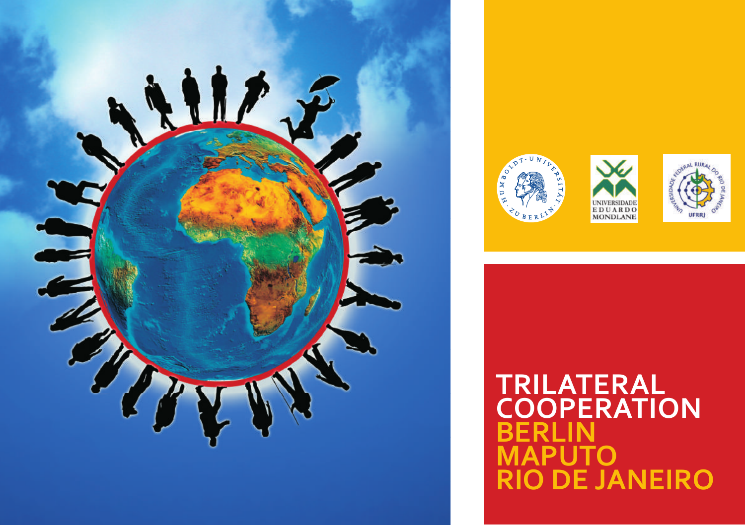# TRILATERAL COOPERATION BERLIN MAPUTO RIO DE JANEIRO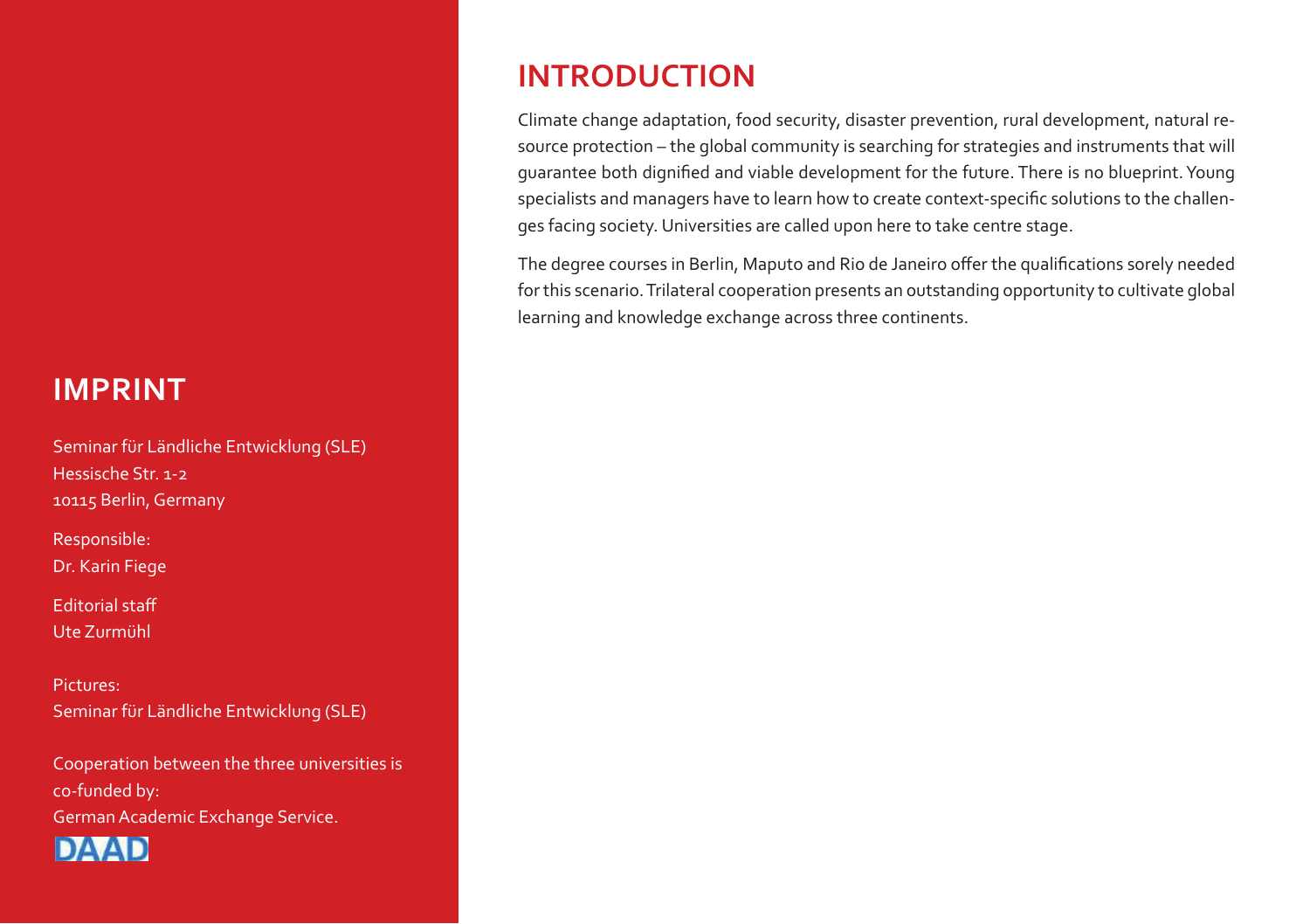# INTRODUCTION

Climate change adaptation, food security, disaster prevention, rural development, natural resource protection – the global community is searching for strategies and instruments that will guarantee both dignified and viable development for the future. There is no blueprint. Young specialists and managers have to learn how to create context-specific solutions to the challenges facing society. Universities are called upon here to take centre stage.

The degree courses in Berlin, Maputo and Rio de Janeiro offer the qualifications sorely needed for this scenario. Trilateral cooperation presents an outstanding opportunity to cultivate global learning and knowledge exchange across three continents.

# IMPRINT

Seminar für Ländliche Entwicklung (SLE)
Hessische Str. 1-2
10115 Berlin, Germany

Responsible:
Dr. Karin Fiege

Editorial staff
Ute Zurmühl

Pictures:
Seminar für Ländliche Entwicklung (SLE)

Cooperation between the three universities is co-funded by:
German Academic Exchange Service.

DAAD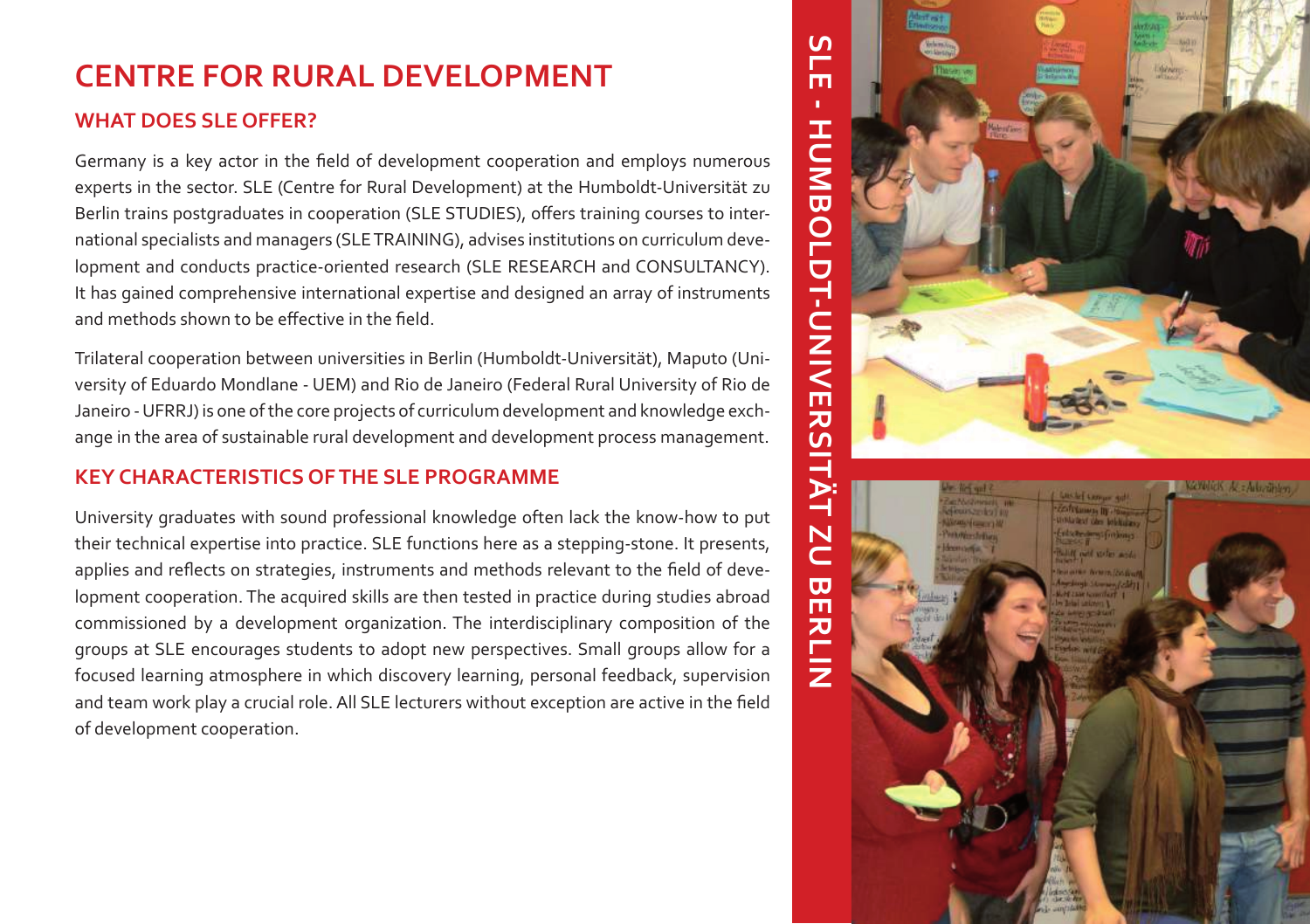# CENTRE FOR RURAL DEVELOPMENT

## WHAT DOES SLE OFFER?

Germany is a key actor in the field of development cooperation and employs numerous experts in the sector. SLE (Centre for Rural Development) at the Humboldt-Universität zu Berlin trains postgraduates in cooperation (SLE STUDIES), offers training courses to international specialists and managers (SLE TRAINING), advises institutions on curriculum development and conducts practice-oriented research (SLE RESEARCH and CONSULTANCY). It has gained comprehensive international expertise and designed an array of instruments and methods shown to be effective in the field.

Trilateral cooperation between universities in Berlin (Humboldt-Universität), Maputo (University of Eduardo Mondlane - UEM) and Rio de Janeiro (Federal Rural University of Rio de Janeiro - UFRRJ) is one of the core projects of curriculum development and knowledge exchange in the area of sustainable rural development and development process management.

## KEY CHARACTERISTICS OF THE SLE PROGRAMME

University graduates with sound professional knowledge often lack the know-how to put their technical expertise into practice. SLE functions here as a stepping-stone. It presents, applies and reflects on strategies, instruments and methods relevant to the field of development cooperation. The acquired skills are then tested in practice during studies abroad commissioned by a development organization. The interdisciplinary composition of the groups at SLE encourages students to adopt new perspectives. Small groups allow for a focused learning atmosphere in which discovery learning, personal feedback, supervision and team work play a crucial role. All SLE lecturers without exception are active in the field of development cooperation.

SLE - HUMBOLDT-UNIVERSITÄT ZU BERLIN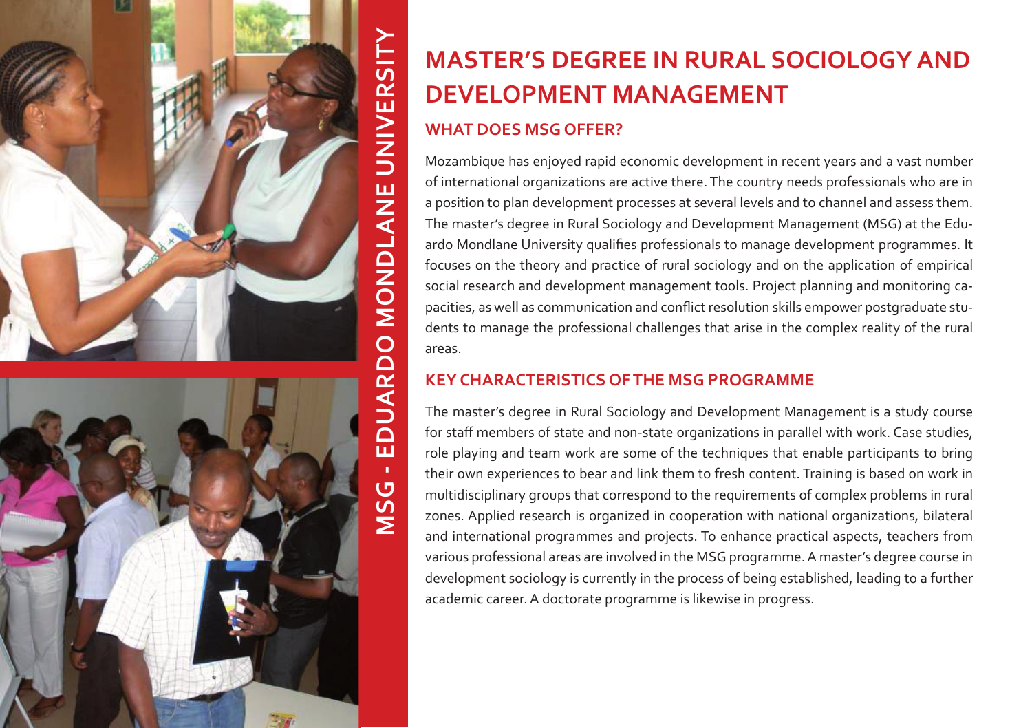MSG - EDUARDO MONDLANE UNIVERSITY

# MASTER'S DEGREE IN RURAL SOCIOLOGY AND DEVELOPMENT MANAGEMENT

## WHAT DOES MSG OFFER?

Mozambique has enjoyed rapid economic development in recent years and a vast number of international organizations are active there. The country needs professionals who are in a position to plan development processes at several levels and to channel and assess them. The master's degree in Rural Sociology and Development Management (MSG) at the Eduardo Mondlane University qualifies professionals to manage development programmes. It focuses on the theory and practice of rural sociology and on the application of empirical social research and development management tools. Project planning and monitoring capacities, as well as communication and conflict resolution skills empower postgraduate students to manage the professional challenges that arise in the complex reality of the rural areas.

## KEY CHARACTERISTICS OF THE MSG PROGRAMME

The master's degree in Rural Sociology and Development Management is a study course for staff members of state and non-state organizations in parallel with work. Case studies, role playing and team work are some of the techniques that enable participants to bring their own experiences to bear and link them to fresh content. Training is based on work in multidisciplinary groups that correspond to the requirements of complex problems in rural zones. Applied research is organized in cooperation with national organizations, bilateral and international programmes and projects. To enhance practical aspects, teachers from various professional areas are involved in the MSG programme. A master's degree course in development sociology is currently in the process of being established, leading to a further academic career. A doctorate programme is likewise in progress.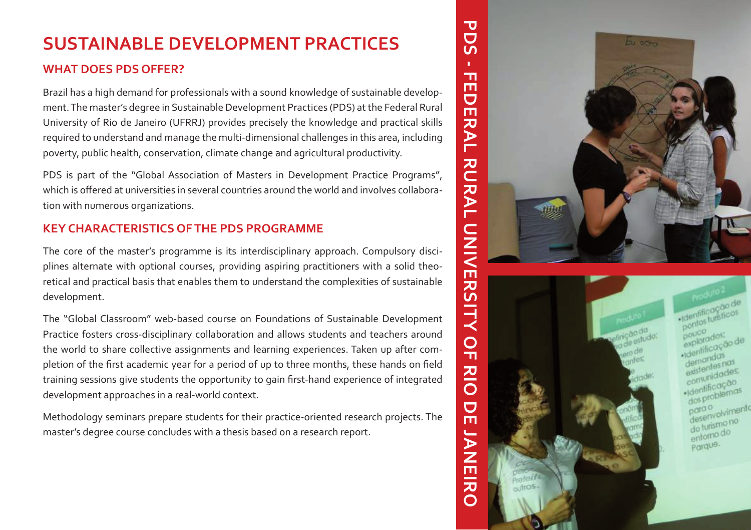# SUSTAINABLE DEVELOPMENT PRACTICES

## WHAT DOES PDS OFFER?

Brazil has a high demand for professionals with a sound knowledge of sustainable development. The master's degree in Sustainable Development Practices (PDS) at the Federal Rural University of Rio de Janeiro (UFRRJ) provides precisely the knowledge and practical skills required to understand and manage the multi-dimensional challenges in this area, including poverty, public health, conservation, climate change and agricultural productivity.

PDS is part of the "Global Association of Masters in Development Practice Programs", which is offered at universities in several countries around the world and involves collaboration with numerous organizations.

## KEY CHARACTERISTICS OF THE PDS PROGRAMME

The core of the master's programme is its interdisciplinary approach. Compulsory disciplines alternate with optional courses, providing aspiring practitioners with a solid theoretical and practical basis that enables them to understand the complexities of sustainable development.

The "Global Classroom" web-based course on Foundations of Sustainable Development Practice fosters cross-disciplinary collaboration and allows students and teachers around the world to share collective assignments and learning experiences. Taken up after completion of the first academic year for a period of up to three months, these hands on field training sessions give students the opportunity to gain first-hand experience of integrated development approaches in a real-world context.

Methodology seminars prepare students for their practice-oriented research projects. The master's degree course concludes with a thesis based on a research report.

PDS - FEDERAL RURAL UNIVERSITY OF RIO DE JANEIRO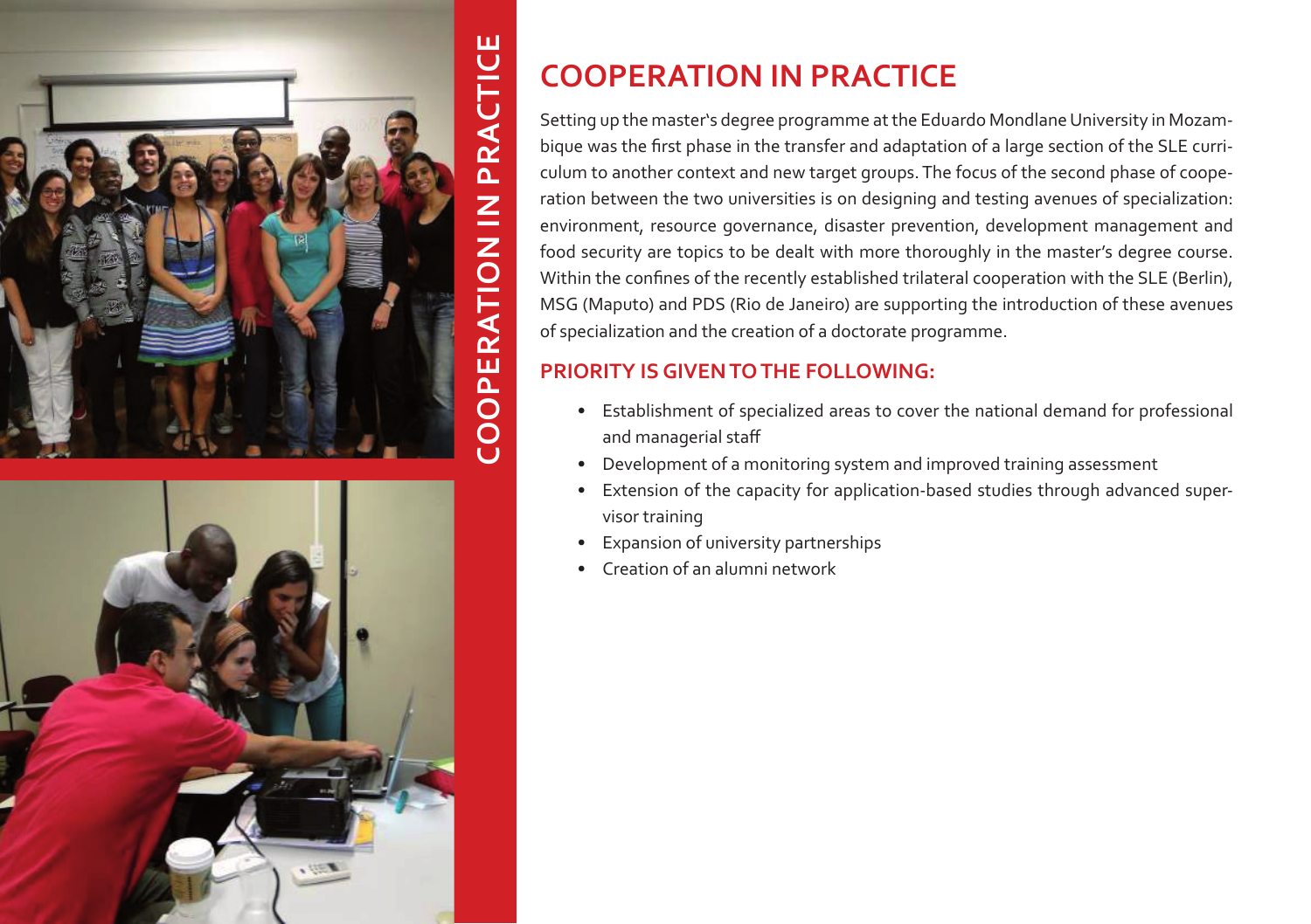# COOPERATION IN PRACTICE

Setting up the master's degree programme at the Eduardo Mondlane University in Mozambique was the first phase in the transfer and adaptation of a large section of the SLE curriculum to another context and new target groups. The focus of the second phase of cooperation between the two universities is on designing and testing avenues of specialization: environment, resource governance, disaster prevention, development management and food security are topics to be dealt with more thoroughly in the master's degree course. Within the confines of the recently established trilateral cooperation with the SLE (Berlin), MSG (Maputo) and PDS (Rio de Janeiro) are supporting the introduction of these avenues of specialization and the creation of a doctorate programme.

## PRIORITY IS GIVEN TO THE FOLLOWING:

- Establishment of specialized areas to cover the national demand for professional and managerial staff
- Development of a monitoring system and improved training assessment
- Extension of the capacity for application-based studies through advanced supervisor training
- Expansion of university partnerships
- Creation of an alumni network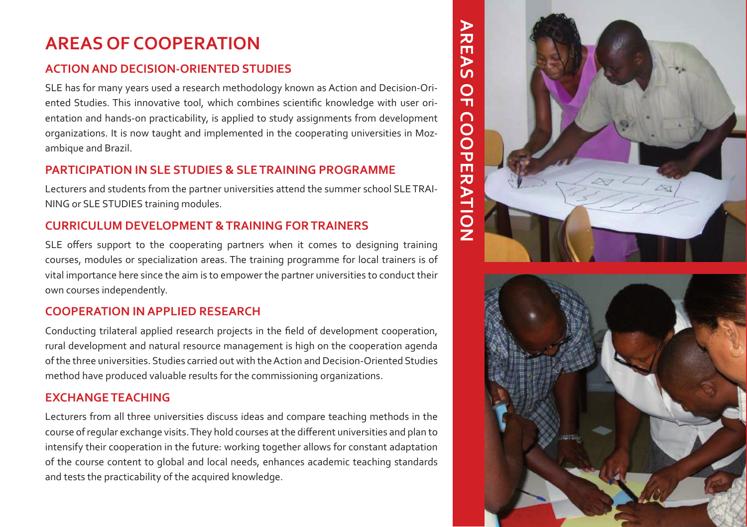# AREAS OF COOPERATION

## ACTION AND DECISION-ORIENTED STUDIES

SLE has for many years used a research methodology known as Action and Decision-Oriented Studies. This innovative tool, which combines scientific knowledge with user orientation and hands-on practicability, is applied to study assignments from development organizations. It is now taught and implemented in the cooperating universities in Mozambique and Brazil.

## PARTICIPATION IN SLE STUDIES & SLE TRAINING PROGRAMME

Lecturers and students from the partner universities attend the summer school SLE TRAINING or SLE STUDIES training modules.

## CURRICULUM DEVELOPMENT & TRAINING FOR TRAINERS

SLE offers support to the cooperating partners when it comes to designing training courses, modules or specialization areas. The training programme for local trainers is of vital importance here since the aim is to empower the partner universities to conduct their own courses independently.

## COOPERATION IN APPLIED RESEARCH

Conducting trilateral applied research projects in the field of development cooperation, rural development and natural resource management is high on the cooperation agenda of the three universities. Studies carried out with the Action and Decision-Oriented Studies method have produced valuable results for the commissioning organizations.

## EXCHANGE TEACHING

Lecturers from all three universities discuss ideas and compare teaching methods in the course of regular exchange visits. They hold courses at the different universities and plan to intensify their cooperation in the future: working together allows for constant adaptation of the course content to global and local needs, enhances academic teaching standards and tests the practicability of the acquired knowledge.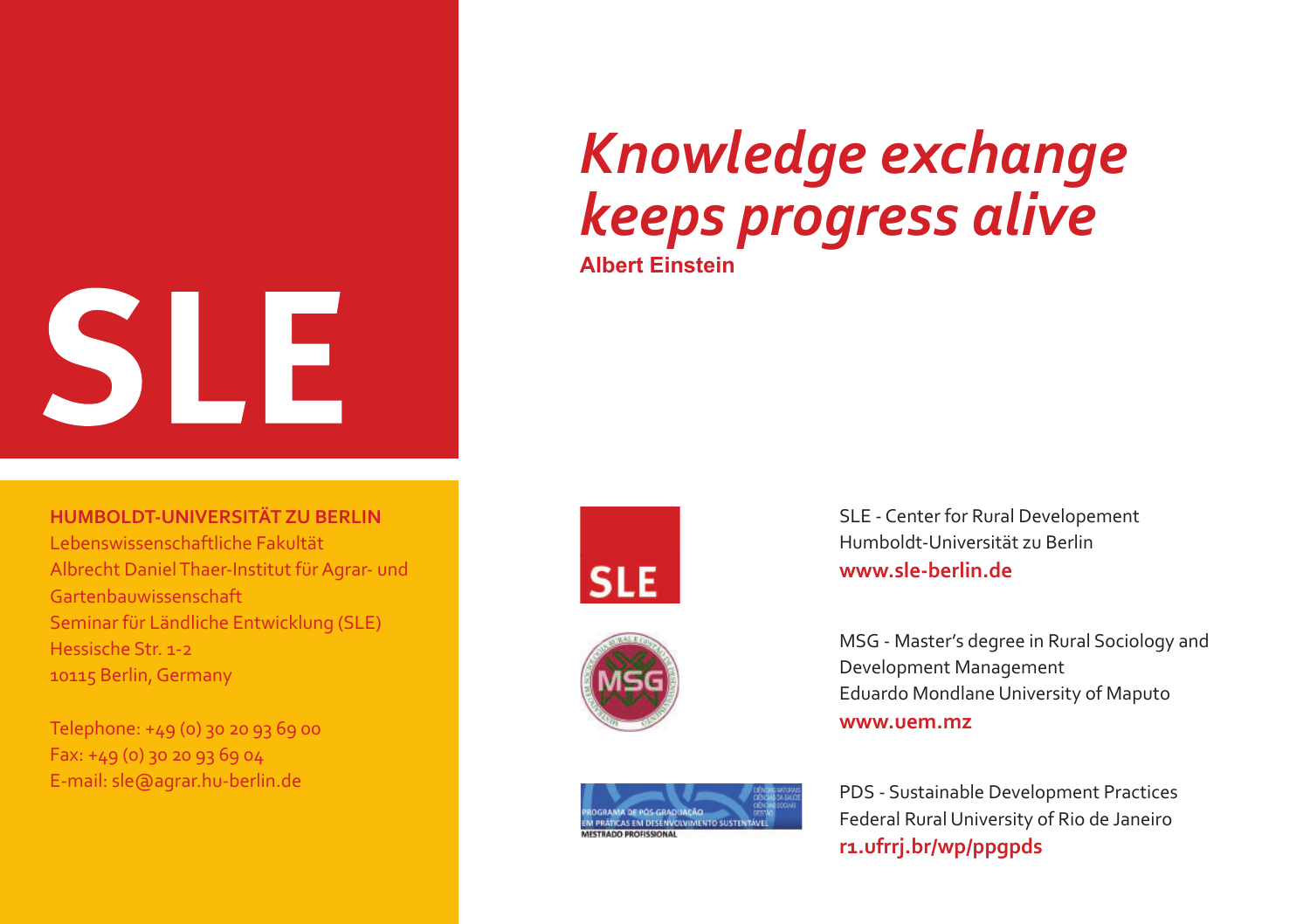SLE

**HUMBOLDT-UNIVERSITÄT ZU BERLIN**
Lebenswissenschaftliche Fakultät
Albrecht Daniel Thaer-Institut für Agrar- und Gartenbauwissenschaft
Seminar für Ländliche Entwicklung (SLE)
Hessische Str. 1-2
10115 Berlin, Germany

Telephone: +49 (0) 30 20 93 69 00
Fax: +49 (0) 30 20 93 69 04
E-mail: sle@agrar.hu-berlin.de

# *Knowledge exchange keeps progress alive*

**Albert Einstein**

SLE - Center for Rural Developement
Humboldt-Universität zu Berlin
**www.sle-berlin.de**

MSG - Master's degree in Rural Sociology and Development Management
Eduardo Mondlane University of Maputo
**www.uem.mz**

PDS - Sustainable Development Practices
Federal Rural University of Rio de Janeiro
**r1.ufrrj.br/wp/ppgpds**